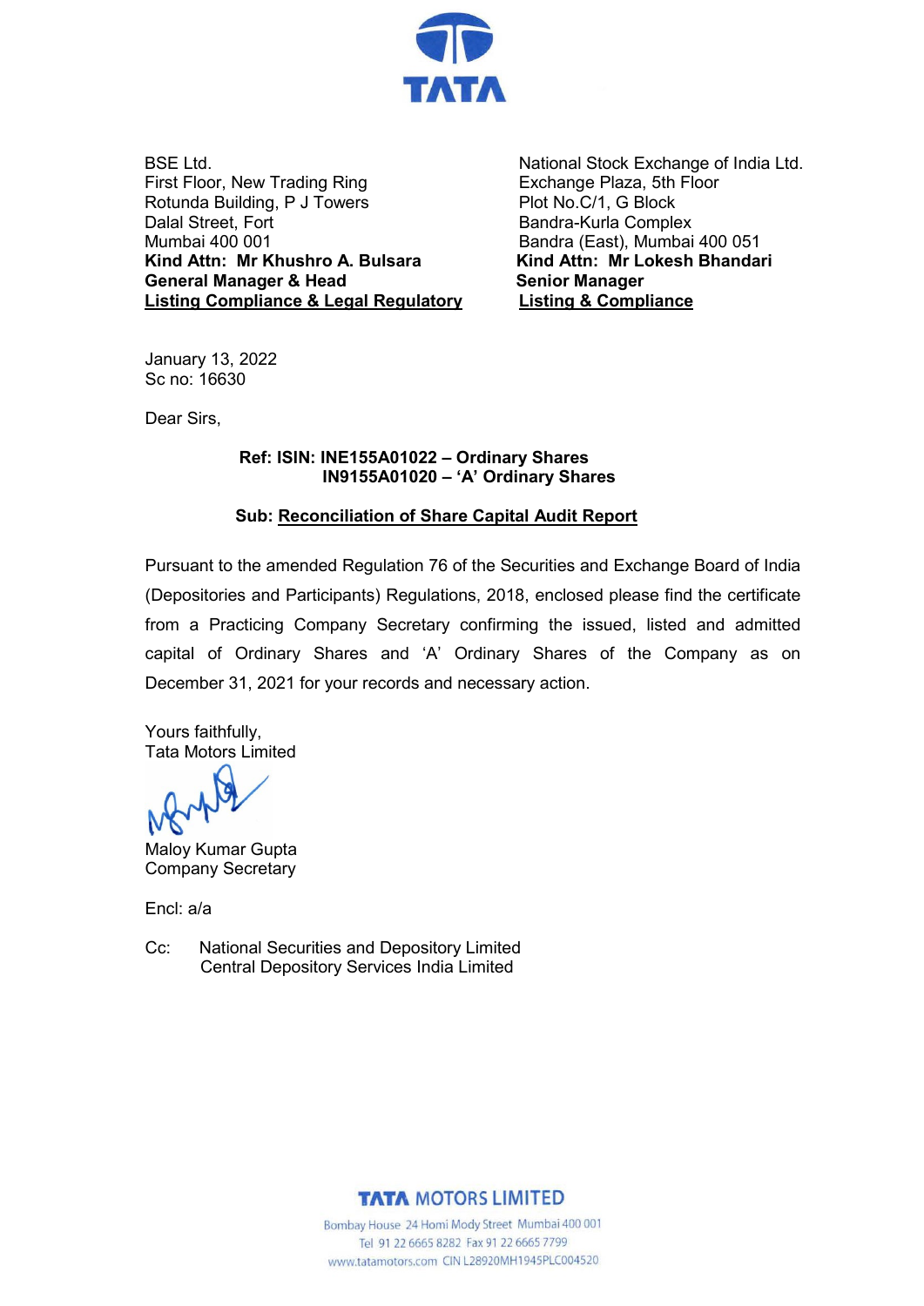BSE Ltd.
First Floor, New Trading Ring
Rotunda Building, P J Towers
Dalal Street, Fort
Mumbai 400 001
**Kind Attn: Mr Khushro A. Bulsara**
**General Manager & Head**
**Listing Compliance & Legal Regulatory**

National Stock Exchange of India Ltd.
Exchange Plaza, 5th Floor
Plot No.C/1, G Block
Bandra-Kurla Complex
Bandra (East), Mumbai 400 051
**Kind Attn: Mr Lokesh Bhandari**
**Senior Manager**
**Listing & Compliance**

January 13, 2022
Sc no: 16630

Dear Sirs,

**Ref: ISIN: INE155A01022 – Ordinary Shares**
**IN9155A01020 – 'A' Ordinary Shares**

**Sub: Reconciliation of Share Capital Audit Report**

Pursuant to the amended Regulation 76 of the Securities and Exchange Board of India (Depositories and Participants) Regulations, 2018, enclosed please find the certificate from a Practicing Company Secretary confirming the issued, listed and admitted capital of Ordinary Shares and 'A' Ordinary Shares of the Company as on December 31, 2021 for your records and necessary action.

Yours faithfully,
Tata Motors Limited

Maloy Kumar Gupta
Company Secretary

Encl: a/a

Cc: National Securities and Depository Limited
Central Depository Services India Limited

**TATA MOTORS LIMITED**
Bombay House 24 Homi Mody Street Mumbai 400 001
Tel 91 22 6665 8282 Fax 91 22 6665 7799
www.tatamotors.com CIN L28920MH1945PLC004520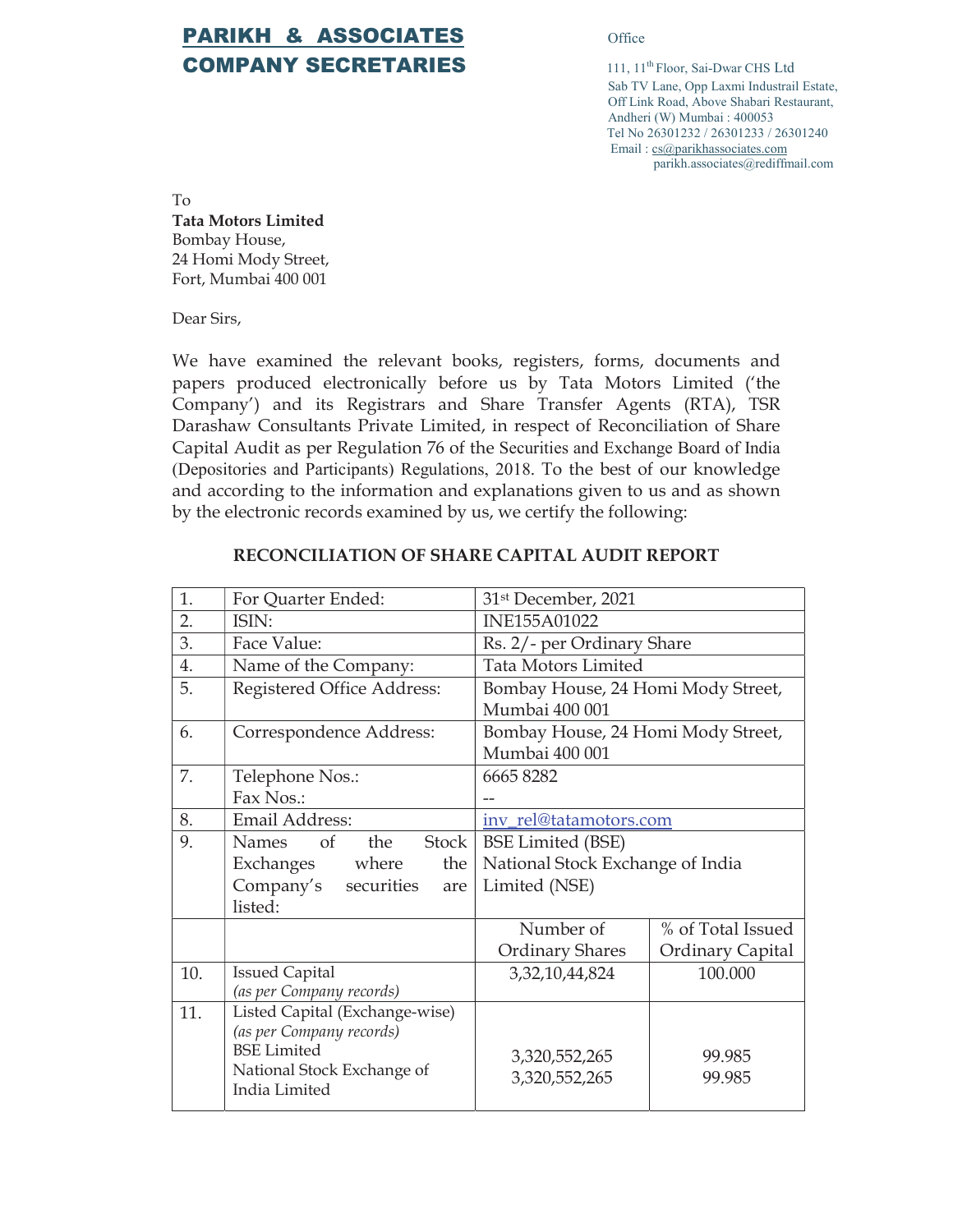**PARIKH & ASSOCIATES**
**COMPANY SECRETARIES**

Office

111, 11th Floor, Sai-Dwar CHS Ltd
Sab TV Lane, Opp Laxmi Industrail Estate,
Off Link Road, Above Shabari Restaurant,
Andheri (W) Mumbai : 400053
Tel No 26301232 / 26301233 / 26301240
Email : cs@parikhassociates.com
parikh.associates@rediffmail.com

To
**Tata Motors Limited**
Bombay House,
24 Homi Mody Street,
Fort, Mumbai 400 001

Dear Sirs,

We have examined the relevant books, registers, forms, documents and papers produced electronically before us by Tata Motors Limited ('the Company') and its Registrars and Share Transfer Agents (RTA), TSR Darashaw Consultants Private Limited, in respect of Reconciliation of Share Capital Audit as per Regulation 76 of the Securities and Exchange Board of India (Depositories and Participants) Regulations, 2018. To the best of our knowledge and according to the information and explanations given to us and as shown by the electronic records examined by us, we certify the following:

## RECONCILIATION OF SHARE CAPITAL AUDIT REPORT

| | | | |
|---|---|---|---|
| 1. | For Quarter Ended: | 31st December, 2021 | |
| 2. | ISIN: | INE155A01022 | |
| 3. | Face Value: | Rs. 2/- per Ordinary Share | |
| 4. | Name of the Company: | Tata Motors Limited | |
| 5. | Registered Office Address: | Bombay House, 24 Homi Mody Street, Mumbai 400 001 | |
| 6. | Correspondence Address: | Bombay House, 24 Homi Mody Street, Mumbai 400 001 | |
| 7. | Telephone Nos.:<br>Fax Nos.: | 6665 8282<br>-- | |
| 8. | Email Address: | inv_rel@tatamotors.com | |
| 9. | Names of the Stock Exchanges where the Company's securities are listed: | BSE Limited (BSE)<br>National Stock Exchange of India Limited (NSE) | |
| | | Number of Ordinary Shares | % of Total Issued Ordinary Capital |
| 10. | Issued Capital<br>*(as per Company records)* | 3,32,10,44,824 | 100.000 |
| 11. | Listed Capital (Exchange-wise)<br>*(as per Company records)*<br>BSE Limited<br>National Stock Exchange of India Limited | 3,320,552,265<br>3,320,552,265 | 99.985<br>99.985 |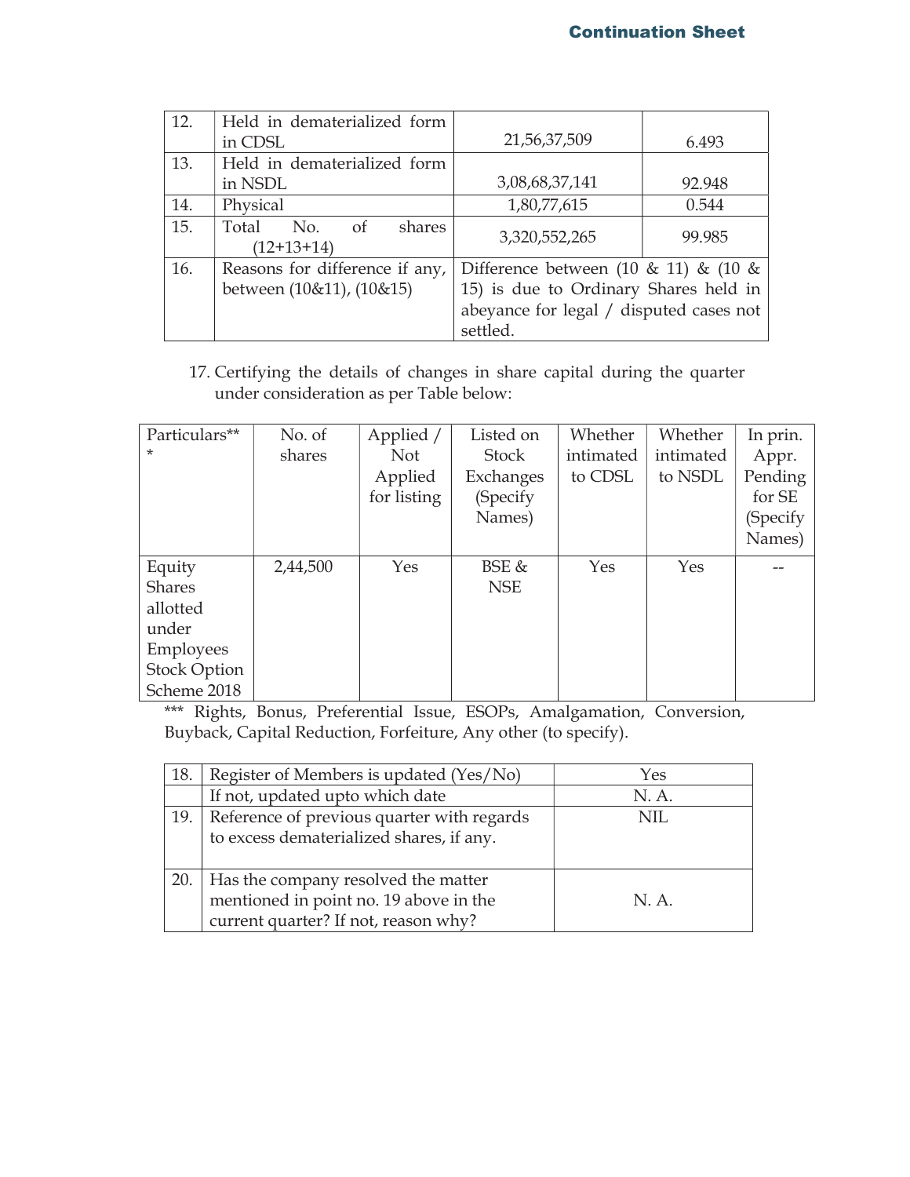**Continuation Sheet**

| 12. | Held in dematerialized form in CDSL | 21,56,37,509 | 6.493 |
|---|---|---|---|
| 13. | Held in dematerialized form in NSDL | 3,08,68,37,141 | 92.948 |
| 14. | Physical | 1,80,77,615 | 0.544 |
| 15. | Total No. of shares (12+13+14) | 3,320,552,265 | 99.985 |
| 16. | Reasons for difference if any, between (10&11), (10&15) | Difference between (10 & 11) & (10 & 15) is due to Ordinary Shares held in abeyance for legal / disputed cases not settled. | |

17. Certifying the details of changes in share capital during the quarter under consideration as per Table below:

| Particulars*** | No. of shares | Applied / Not Applied for listing | Listed on Stock Exchanges (Specify Names) | Whether intimated to CDSL | Whether intimated to NSDL | In prin. Appr. Pending for SE (Specify Names) |
|---|---|---|---|---|---|---|
| Equity Shares allotted under Employees Stock Option Scheme 2018 | 2,44,500 | Yes | BSE & NSE | Yes | Yes | -- |

*** Rights, Bonus, Preferential Issue, ESOPs, Amalgamation, Conversion, Buyback, Capital Reduction, Forfeiture, Any other (to specify).

| 18. | Register of Members is updated (Yes/No) | Yes |
|---|---|---|
| | If not, updated upto which date | N. A. |
| 19. | Reference of previous quarter with regards to excess dematerialized shares, if any. | NIL |
| 20. | Has the company resolved the matter mentioned in point no. 19 above in the current quarter? If not, reason why? | N. A. |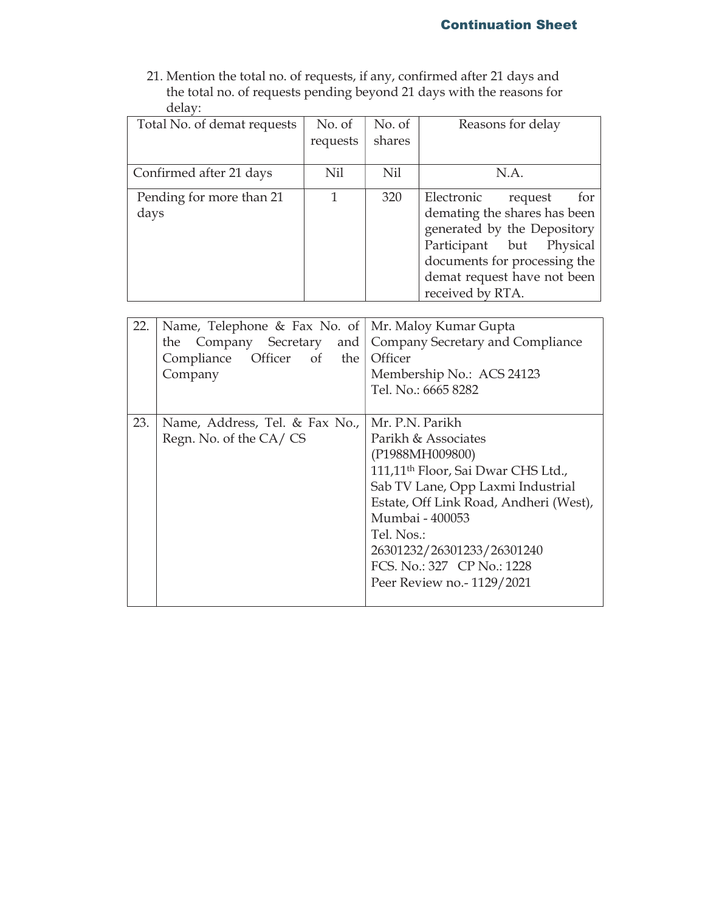21. Mention the total no. of requests, if any, confirmed after 21 days and the total no. of requests pending beyond 21 days with the reasons for delay:

| Total No. of demat requests | No. of requests | No. of shares | Reasons for delay |
|---|---|---|---|
| Confirmed after 21 days | Nil | Nil | N.A. |
| Pending for more than 21 days | 1 | 320 | Electronic request for demating the shares has been generated by the Depository Participant but Physical documents for processing the demat request have not been received by RTA. |

| | | |
|---|---|---|
| 22. | Name, Telephone & Fax No. of the Company Secretary and Compliance Officer of the Company | Mr. Maloy Kumar Gupta<br>Company Secretary and Compliance Officer<br>Membership No.: ACS 24123<br>Tel. No.: 6665 8282 |
| 23. | Name, Address, Tel. & Fax No., Regn. No. of the CA/ CS | Mr. P.N. Parikh<br>Parikh & Associates<br>(P1988MH009800)<br>111,11th Floor, Sai Dwar CHS Ltd.,<br>Sab TV Lane, Opp Laxmi Industrial Estate, Off Link Road, Andheri (West), Mumbai - 400053<br>Tel. Nos.:<br>26301232/26301233/26301240<br>FCS. No.: 327 CP No.: 1228<br>Peer Review no.- 1129/2021 |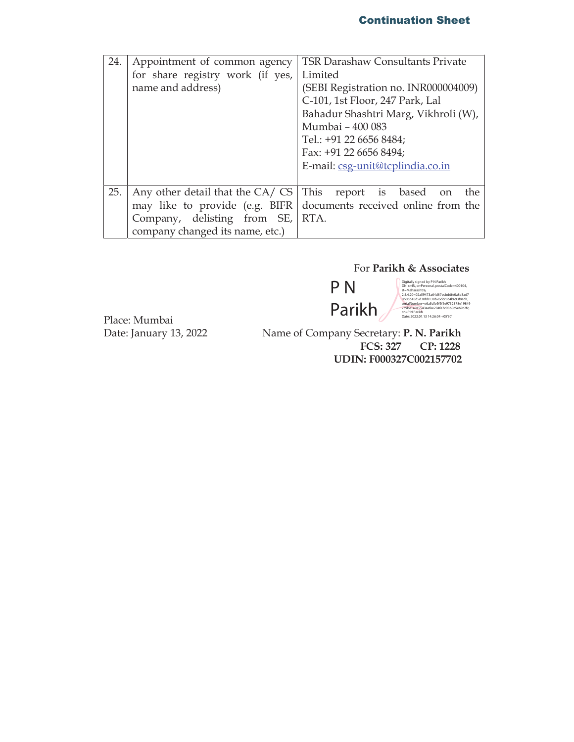**Continuation Sheet**

| 24. | Appointment of common agency for share registry work (if yes, name and address) | TSR Darashaw Consultants Private Limited<br>(SEBI Registration no. INR000004009)<br>C-101, 1st Floor, 247 Park, Lal Bahadur Shashtri Marg, Vikhroli (W), Mumbai – 400 083<br>Tel.: +91 22 6656 8484;<br>Fax: +91 22 6656 8494;<br>E-mail: csg-unit@tcplindia.co.in |
|---|---|---|
| 25. | Any other detail that the CA/ CS may like to provide (e.g. BIFR Company, delisting from SE, company changed its name, etc.) | This report is based on the documents received online from the RTA. |

For **Parikh & Associates**

P N Parikh

Digitally signed by P N Parikh
DN: c=IN, o=Personal, postalCode=400104, st=Maharashtra, 2.5.4.20=02a59473a64d87ecbddfe0a8e3ad70b06b16d5d30bb138b26dcc8c4b693f8ed1, serialNumber=e6a5dfe9f9f1e9732378e198497c9be1a9a5343aafae294fe7c98b0c5e69c2fc, cn=P N Parikh
Date: 2022.01.13 14:26:04 +05'30'

Place: Mumbai
Date: January 13, 2022

Name of Company Secretary: **P. N. Parikh**
**FCS: 327 CP: 1228**
**UDIN: F000327C002157702**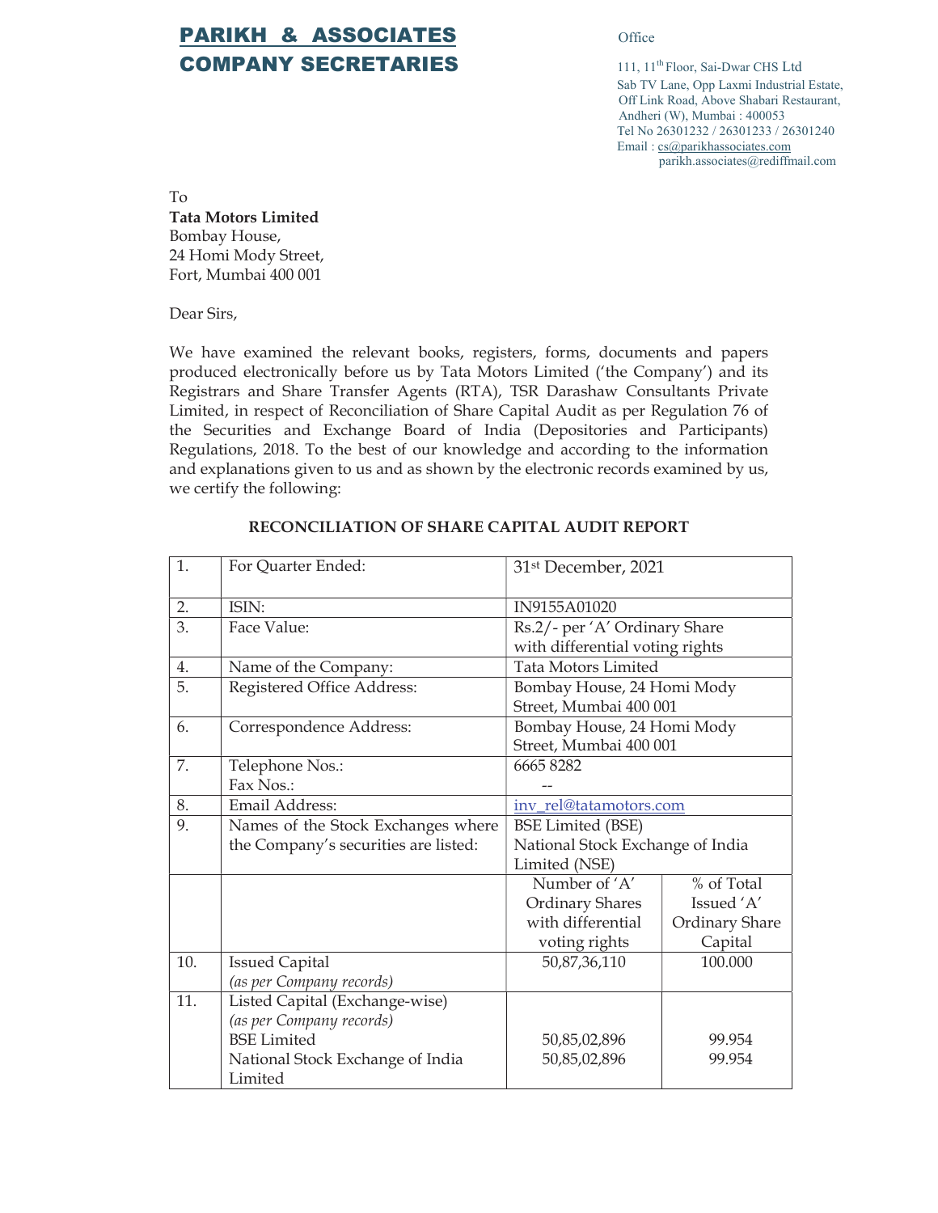# PARIKH & ASSOCIATES
# COMPANY SECRETARIES

Office

111, 11th Floor, Sai-Dwar CHS Ltd
Sab TV Lane, Opp Laxmi Industrial Estate,
Off Link Road, Above Shabari Restaurant,
Andheri (W), Mumbai : 400053
Tel No 26301232 / 26301233 / 26301240
Email : cs@parikhassociates.com
parikh.associates@rediffmail.com

To
**Tata Motors Limited**
Bombay House,
24 Homi Mody Street,
Fort, Mumbai 400 001

Dear Sirs,

We have examined the relevant books, registers, forms, documents and papers produced electronically before us by Tata Motors Limited ('the Company') and its Registrars and Share Transfer Agents (RTA), TSR Darashaw Consultants Private Limited, in respect of Reconciliation of Share Capital Audit as per Regulation 76 of the Securities and Exchange Board of India (Depositories and Participants) Regulations, 2018. To the best of our knowledge and according to the information and explanations given to us and as shown by the electronic records examined by us, we certify the following:

**RECONCILIATION OF SHARE CAPITAL AUDIT REPORT**

| | | | |
|---|---|---|---|
| 1. | For Quarter Ended: | 31st December, 2021 | |
| 2. | ISIN: | IN9155A01020 | |
| 3. | Face Value: | Rs.2/- per 'A' Ordinary Share with differential voting rights | |
| 4. | Name of the Company: | Tata Motors Limited | |
| 5. | Registered Office Address: | Bombay House, 24 Homi Mody Street, Mumbai 400 001 | |
| 6. | Correspondence Address: | Bombay House, 24 Homi Mody Street, Mumbai 400 001 | |
| 7. | Telephone Nos.:<br>Fax Nos.: | 6665 8282<br>-- | |
| 8. | Email Address: | inv_rel@tatamotors.com | |
| 9. | Names of the Stock Exchanges where the Company's securities are listed: | BSE Limited (BSE)<br>National Stock Exchange of India Limited (NSE) | |
| | | Number of 'A' Ordinary Shares with differential voting rights | % of Total Issued 'A' Ordinary Share Capital |
| 10. | Issued Capital<br>*(as per Company records)* | 50,87,36,110 | 100.000 |
| 11. | Listed Capital (Exchange-wise)<br>*(as per Company records)*<br>BSE Limited<br>National Stock Exchange of India Limited | <br><br>50,85,02,896<br>50,85,02,896 | <br><br>99.954<br>99.954 |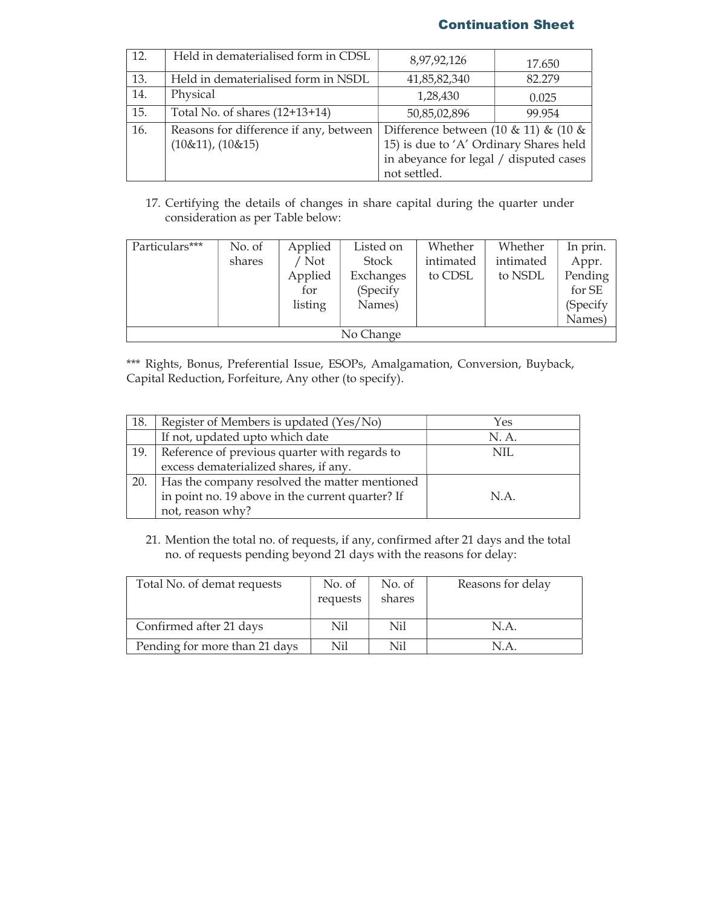**Continuation Sheet**

| 12. | Held in dematerialised form in CDSL | 8,97,92,126 | 17.650 |
|---|---|---|---|
| 13. | Held in dematerialised form in NSDL | 41,85,82,340 | 82.279 |
| 14. | Physical | 1,28,430 | 0.025 |
| 15. | Total No. of shares (12+13+14) | 50,85,02,896 | 99.954 |
| 16. | Reasons for difference if any, between (10&11), (10&15) | Difference between (10 & 11) & (10 & 15) is due to 'A' Ordinary Shares held in abeyance for legal / disputed cases not settled. | |

17. Certifying the details of changes in share capital during the quarter under consideration as per Table below:

| Particulars*** | No. of shares | Applied / Not Applied for listing | Listed on Stock Exchanges (Specify Names) | Whether intimated to CDSL | Whether intimated to NSDL | In prin. Appr. Pending for SE (Specify Names) |
|---|---|---|---|---|---|---|
| No Change | | | | | | |

*** Rights, Bonus, Preferential Issue, ESOPs, Amalgamation, Conversion, Buyback, Capital Reduction, Forfeiture, Any other (to specify).

| 18. | Register of Members is updated (Yes/No) | Yes |
|---|---|---|
| | If not, updated upto which date | N. A. |
| 19. | Reference of previous quarter with regards to excess dematerialized shares, if any. | NIL |
| 20. | Has the company resolved the matter mentioned in point no. 19 above in the current quarter? If not, reason why? | N.A. |

21. Mention the total no. of requests, if any, confirmed after 21 days and the total no. of requests pending beyond 21 days with the reasons for delay:

| Total No. of demat requests | No. of requests | No. of shares | Reasons for delay |
|---|---|---|---|
| Confirmed after 21 days | Nil | Nil | N.A. |
| Pending for more than 21 days | Nil | Nil | N.A. |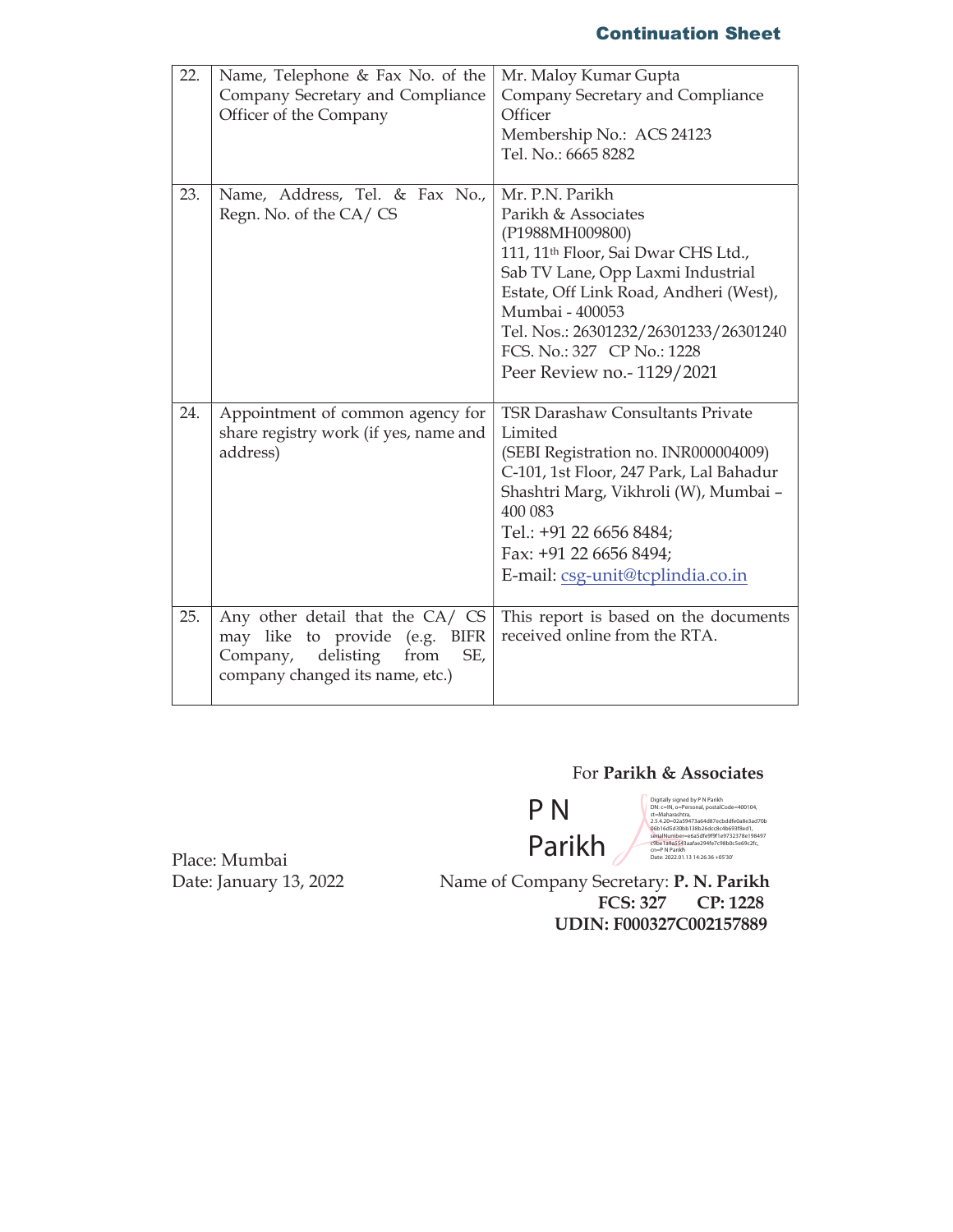**Continuation Sheet**

| | | |
|---|---|---|
| 22. | Name, Telephone & Fax No. of the Company Secretary and Compliance Officer of the Company | Mr. Maloy Kumar Gupta<br>Company Secretary and Compliance Officer<br>Membership No.: ACS 24123<br>Tel. No.: 6665 8282 |
| 23. | Name, Address, Tel. & Fax No., Regn. No. of the CA/ CS | Mr. P.N. Parikh<br>Parikh & Associates<br>(P1988MH009800)<br>111, 11th Floor, Sai Dwar CHS Ltd., Sab TV Lane, Opp Laxmi Industrial Estate, Off Link Road, Andheri (West), Mumbai - 400053<br>Tel. Nos.: 26301232/26301233/26301240<br>FCS. No.: 327 CP No.: 1228<br>Peer Review no.- 1129/2021 |
| 24. | Appointment of common agency for share registry work (if yes, name and address) | TSR Darashaw Consultants Private Limited<br>(SEBI Registration no. INR000004009)<br>C-101, 1st Floor, 247 Park, Lal Bahadur Shashtri Marg, Vikhroli (W), Mumbai – 400 083<br>Tel.: +91 22 6656 8484;<br>Fax: +91 22 6656 8494;<br>E-mail: csg-unit@tcplindia.co.in |
| 25. | Any other detail that the CA/ CS may like to provide (e.g. BIFR Company, delisting from SE, company changed its name, etc.) | This report is based on the documents received online from the RTA. |

For **Parikh & Associates**

P N Parikh

Digitally signed by P N Parikh
DN: c=IN, o=Personal, postalCode=400104, st=Maharashtra, 2.5.4.20=02a59473a64d87ecbddfe0a8e3ad70b06b16d5d30bb138b26dcc8c4b693f8ed1, serialNumber=e6a5dfe9f9f1e9732378e198497c9be1a9a5543aafae294fe7c98b0c5e69c2fc, cn=P N Parikh
Date: 2022.01.13 14:26:36 +05'30'

Place: Mumbai
Date: January 13, 2022

Name of Company Secretary: **P. N. Parikh**
**FCS: 327 CP: 1228**
**UDIN: F000327C002157889**